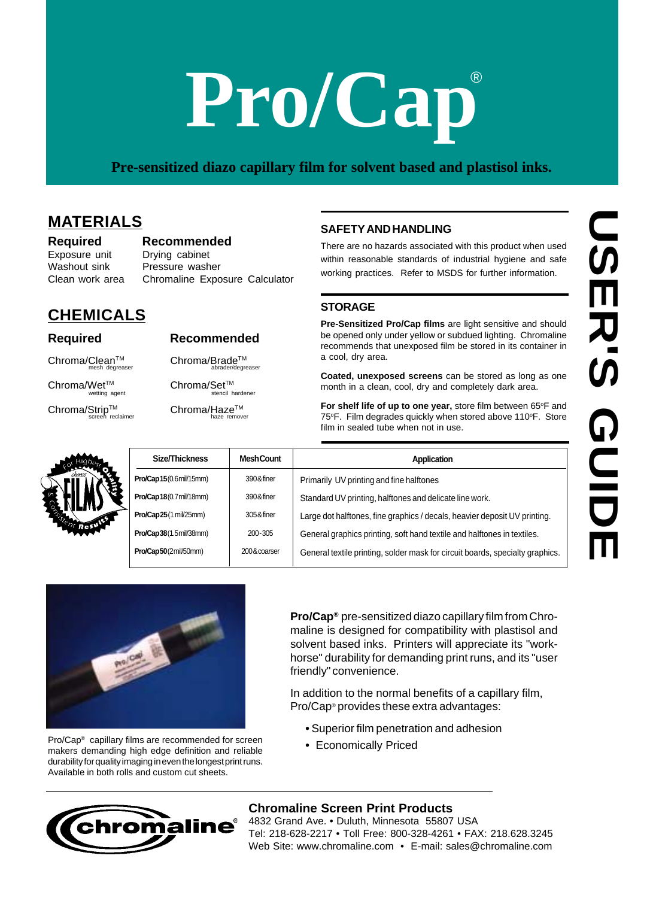# Pro/Cap®

**Pre-sensitized diazo capillary film for solvent based and plastisol inks.**

USER'S GUIDE

## MATERIALS

| Required | Recommended |
|---|---|
| Exposure unit | Drying cabinet |
| Washout sink | Pressure washer |
| Clean work area | Chromaline Exposure Calculator |

## CHEMICALS

| Required | Recommended |
|---|---|
| Chroma/Clean™ mesh degreaser | Chroma/Brade™ abrader/degreaser |
| Chroma/Wet™ wetting agent | Chroma/Set™ stencil hardener |
| Chroma/Strip™ screen reclaimer | Chroma/Haze™ haze remover |

## SAFETY AND HANDLING

There are no hazards associated with this product when used within reasonable standards of industrial hygiene and safe working practices. Refer to MSDS for further information.

## STORAGE

**Pre-Sensitized Pro/Cap films** are light sensitive and should be opened only under yellow or subdued lighting. Chromaline recommends that unexposed film be stored in its container in a cool, dry area.

**Coated, unexposed screens** can be stored as long as one month in a clean, cool, dry and completely dark area.

**For shelf life of up to one year,** store film between 65°F and 75°F. Film degrades quickly when stored above 110°F. Store film in sealed tube when not in use.

For Highest Quality — choose FILMS — For Consistent Results

| Size/Thickness | Mesh Count | Application |
|---|---|---|
| **Pro/Cap 15** (0.6 mil/15 mm) | 390 & finer | Primarily UV printing and fine halftones |
| **Pro/Cap 18** (0.7 mil/18 mm) | 390 & finer | Standard UV printing, halftones and delicate line work. |
| **Pro/Cap 25** (1 mil/25 mm) | 305 & finer | Large dot halftones, fine graphics / decals, heavier deposit UV printing. |
| **Pro/Cap 38** (1.5 mil/38 mm) | 200-305 | General graphics printing, soft hand textile and halftones in textiles. |
| **Pro/Cap 50** (2 mil/50 mm) | 200 & coarser | General textile printing, solder mask for circuit boards, specialty graphics. |

Pro/Cap® capillary films are recommended for screen makers demanding high edge definition and reliable durability for quality imaging in even the longest print runs. Available in both rolls and custom cut sheets.

**Pro/Cap®** pre-sensitized diazo capillary film from Chromaline is designed for compatibility with plastisol and solvent based inks. Printers will appreciate its "work-horse" durability for demanding print runs, and its "user friendly" convenience.

In addition to the normal benefits of a capillary film, Pro/Cap® provides these extra advantages:

- Superior film penetration and adhesion
- Economically Priced

chromaline®

**Chromaline Screen Print Products**
4832 Grand Ave. • Duluth, Minnesota 55807 USA
Tel: 218-628-2217 • Toll Free: 800-328-4261 • FAX: 218.628.3245
Web Site: www.chromaline.com • E-mail: sales@chromaline.com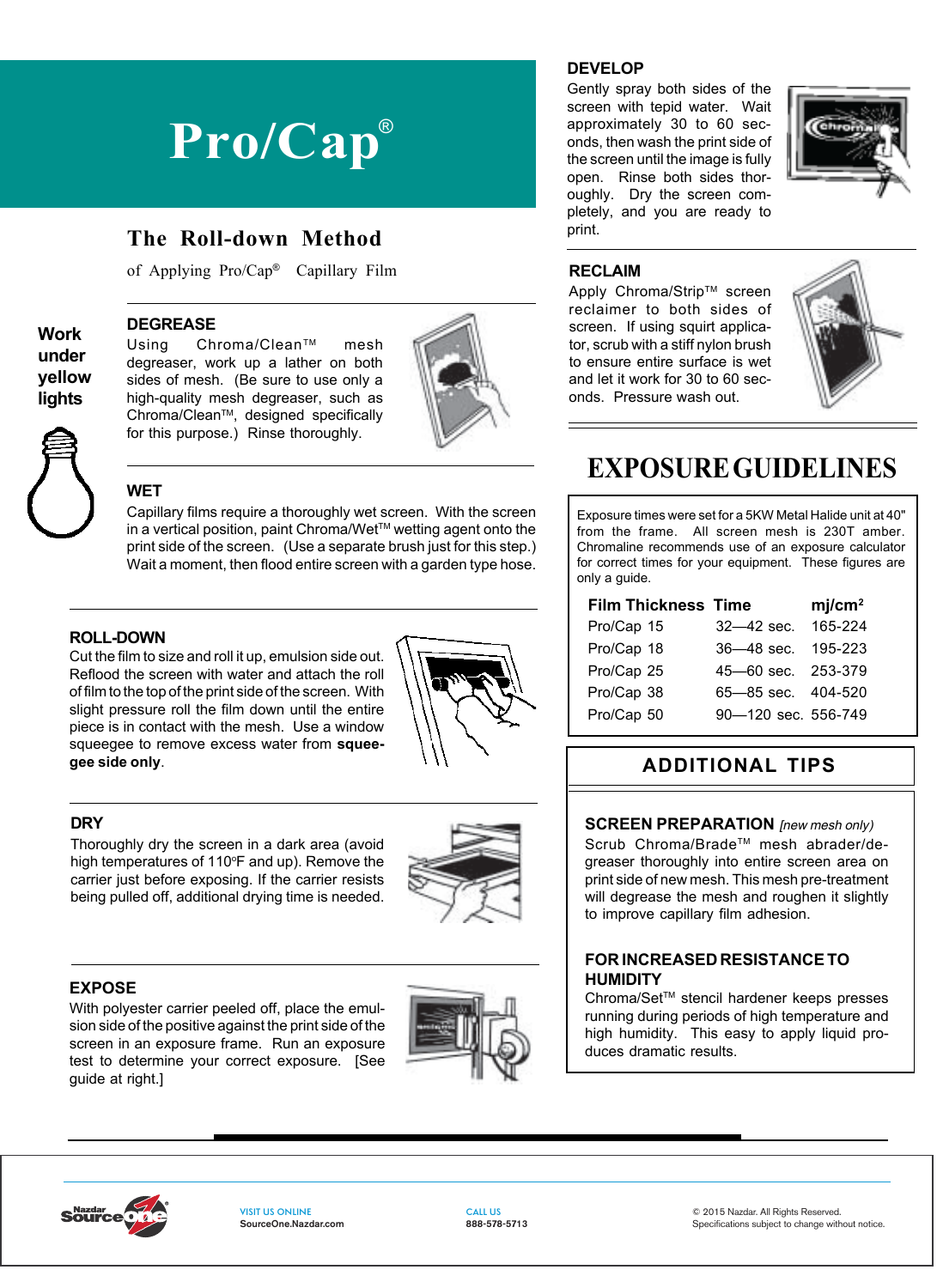# Pro/Cap®

## The Roll-down Method

of Applying Pro/Cap® Capillary Film

**Work under yellow lights**

### DEGREASE

Using Chroma/Clean™ mesh degreaser, work up a lather on both sides of mesh. (Be sure to use only a high-quality mesh degreaser, such as Chroma/Clean™, designed specifically for this purpose.) Rinse thoroughly.

### WET

Capillary films require a thoroughly wet screen. With the screen in a vertical position, paint Chroma/Wet™ wetting agent onto the print side of the screen. (Use a separate brush just for this step.) Wait a moment, then flood entire screen with a garden type hose.

### ROLL-DOWN

Cut the film to size and roll it up, emulsion side out. Reflood the screen with water and attach the roll of film to the top of the print side of the screen. With slight pressure roll the film down until the entire piece is in contact with the mesh. Use a window squeegee to remove excess water from **squeegee side only**.

### DRY

Thoroughly dry the screen in a dark area (avoid high temperatures of 110°F and up). Remove the carrier just before exposing. If the carrier resists being pulled off, additional drying time is needed.

### EXPOSE

With polyester carrier peeled off, place the emulsion side of the positive against the print side of the screen in an exposure frame. Run an exposure test to determine your correct exposure. [See guide at right.]

### DEVELOP

Gently spray both sides of the screen with tepid water. Wait approximately 30 to 60 seconds, then wash the print side of the screen until the image is fully open. Rinse both sides thoroughly. Dry the screen completely, and you are ready to print.

### RECLAIM

Apply Chroma/Strip™ screen reclaimer to both sides of screen. If using squirt applicator, scrub with a stiff nylon brush to ensure entire surface is wet and let it work for 30 to 60 seconds. Pressure wash out.

## EXPOSURE GUIDELINES

Exposure times were set for a 5KW Metal Halide unit at 40" from the frame. All screen mesh is 230T amber. Chromaline recommends use of an exposure calculator for correct times for your equipment. These figures are only a guide.

| Film Thickness | Time | mj/cm² |
|---|---|---|
| Pro/Cap 15 | 32—42 sec. | 165-224 |
| Pro/Cap 18 | 36—48 sec. | 195-223 |
| Pro/Cap 25 | 45—60 sec. | 253-379 |
| Pro/Cap 38 | 65—85 sec. | 404-520 |
| Pro/Cap 50 | 90—120 sec. | 556-749 |

## ADDITIONAL TIPS

### SCREEN PREPARATION *[new mesh only]*

Scrub Chroma/Brade™ mesh abrader/degreaser thoroughly into entire screen area on print side of new mesh. This mesh pre-treatment will degrease the mesh and roughen it slightly to improve capillary film adhesion.

### FOR INCREASED RESISTANCE TO HUMIDITY

Chroma/Set™ stencil hardener keeps presses running during periods of high temperature and high humidity. This easy to apply liquid produces dramatic results.

Nazdar SourceOne

VISIT US ONLINE
SourceOne.Nazdar.com

CALL US
888-578-5713

© 2015 Nazdar. All Rights Reserved.
Specifications subject to change without notice.